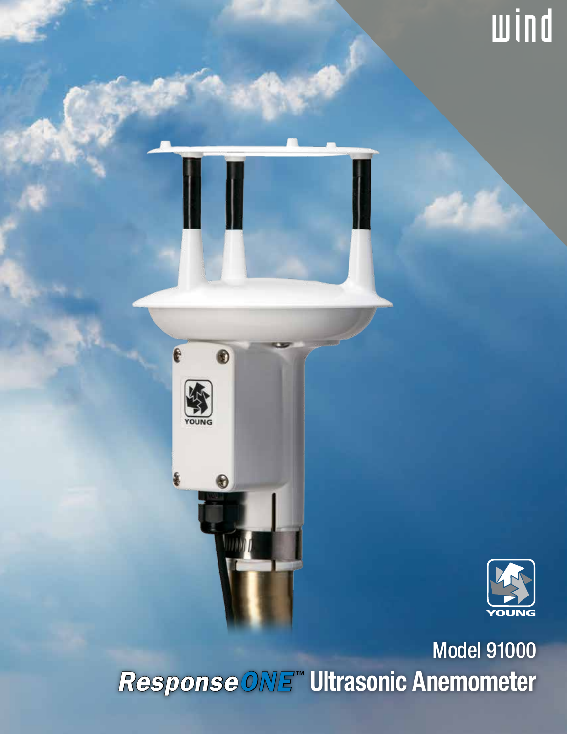wind

YOUNG

Model 91000

# *ResponseONE*™ Ultrasonic Anemometer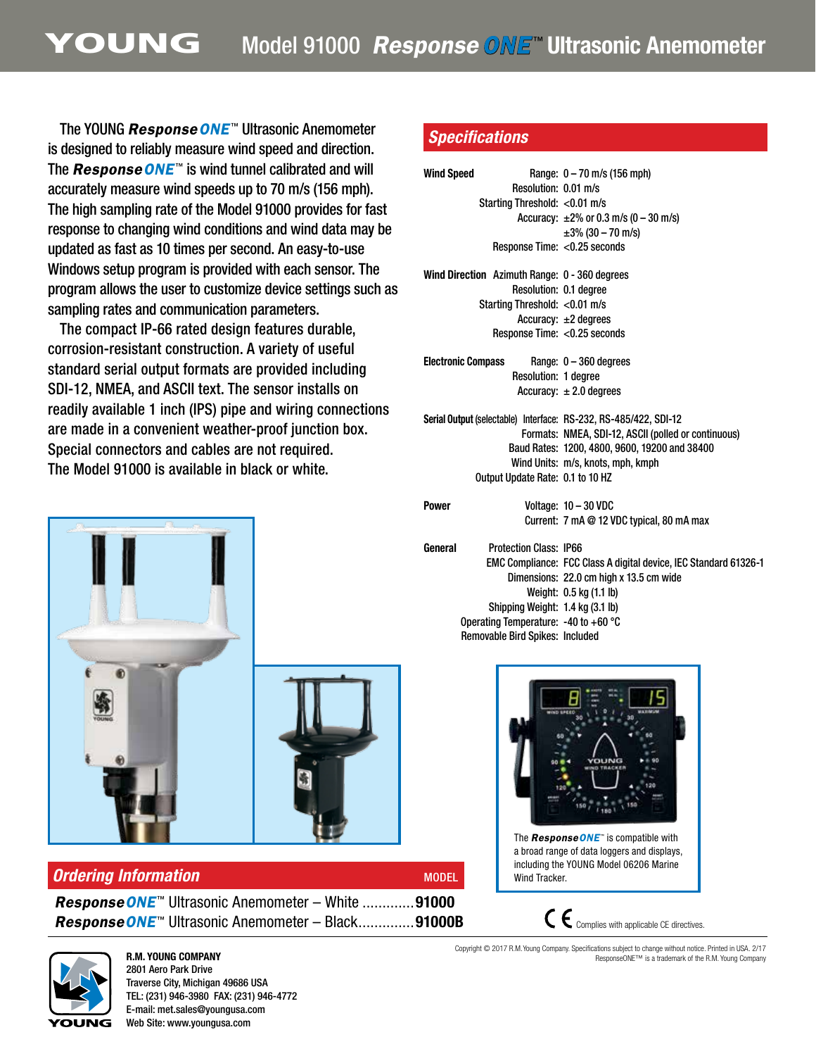# Model 91000 *Response ONE*™ Ultrasonic Anemometer

The YOUNG ***Response ONE***™ Ultrasonic Anemometer is designed to reliably measure wind speed and direction. The ***Response ONE***™ is wind tunnel calibrated and will accurately measure wind speeds up to 70 m/s (156 mph). The high sampling rate of the Model 91000 provides for fast response to changing wind conditions and wind data may be updated as fast as 10 times per second. An easy-to-use Windows setup program is provided with each sensor. The program allows the user to customize device settings such as sampling rates and communication parameters.

The compact IP-66 rated design features durable, corrosion-resistant construction. A variety of useful standard serial output formats are provided including SDI-12, NMEA, and ASCII text. The sensor installs on readily available 1 inch (IPS) pipe and wiring connections are made in a convenient weather-proof junction box. Special connectors and cables are not required. The Model 91000 is available in black or white.

## Specifications

| | | |
|---|---|---|
| **Wind Speed** | Range: | 0 – 70 m/s (156 mph) |
| | Resolution: | 0.01 m/s |
| | Starting Threshold: | <0.01 m/s |
| | Accuracy: | ±2% or 0.3 m/s (0 – 30 m/s)<br>±3% (30 – 70 m/s) |
| | Response Time: | <0.25 seconds |
| **Wind Direction** | Azimuth Range: | 0 - 360 degrees |
| | Resolution: | 0.1 degree |
| | Starting Threshold: | <0.01 m/s |
| | Accuracy: | ±2 degrees |
| | Response Time: | <0.25 seconds |
| **Electronic Compass** | Range: | 0 – 360 degrees |
| | Resolution: | 1 degree |
| | Accuracy: | ± 2.0 degrees |
| **Serial Output** (selectable) | Interface: | RS-232, RS-485/422, SDI-12 |
| | Formats: | NMEA, SDI-12, ASCII (polled or continuous) |
| | Baud Rates: | 1200, 4800, 9600, 19200 and 38400 |
| | Wind Units: | m/s, knots, mph, kmph |
| | Output Update Rate: | 0.1 to 10 HZ |
| **Power** | Voltage: | 10 – 30 VDC |
| | Current: | 7 mA @ 12 VDC typical, 80 mA max |
| **General** | Protection Class: | IP66 |
| | EMC Compliance: | FCC Class A digital device, IEC Standard 61326-1 |
| | Dimensions: | 22.0 cm high x 13.5 cm wide |
| | Weight: | 0.5 kg (1.1 lb) |
| | Shipping Weight: | 1.4 kg (3.1 lb) |
| | Operating Temperature: | -40 to +60 °C |
| | Removable Bird Spikes: | Included |

The ***Response ONE***™ is compatible with a broad range of data loggers and displays, including the YOUNG Model 06206 Marine Wind Tracker.

## Ordering Information

| | MODEL |
|---|---|
| ***Response ONE***™ Ultrasonic Anemometer – White | **91000** |
| ***Response ONE***™ Ultrasonic Anemometer – Black | **91000B** |

CE Complies with applicable CE directives.

Copyright © 2017 R.M.Young Company. Specifications subject to change without notice. Printed in USA. 2/17
ResponseONE™ is a trademark of the R.M. Young Company

**R.M. YOUNG COMPANY**
2801 Aero Park Drive
Traverse City, Michigan 49686 USA
TEL: (231) 946-3980 FAX: (231) 946-4772
E-mail: met.sales@youngusa.com
Web Site: www.youngusa.com